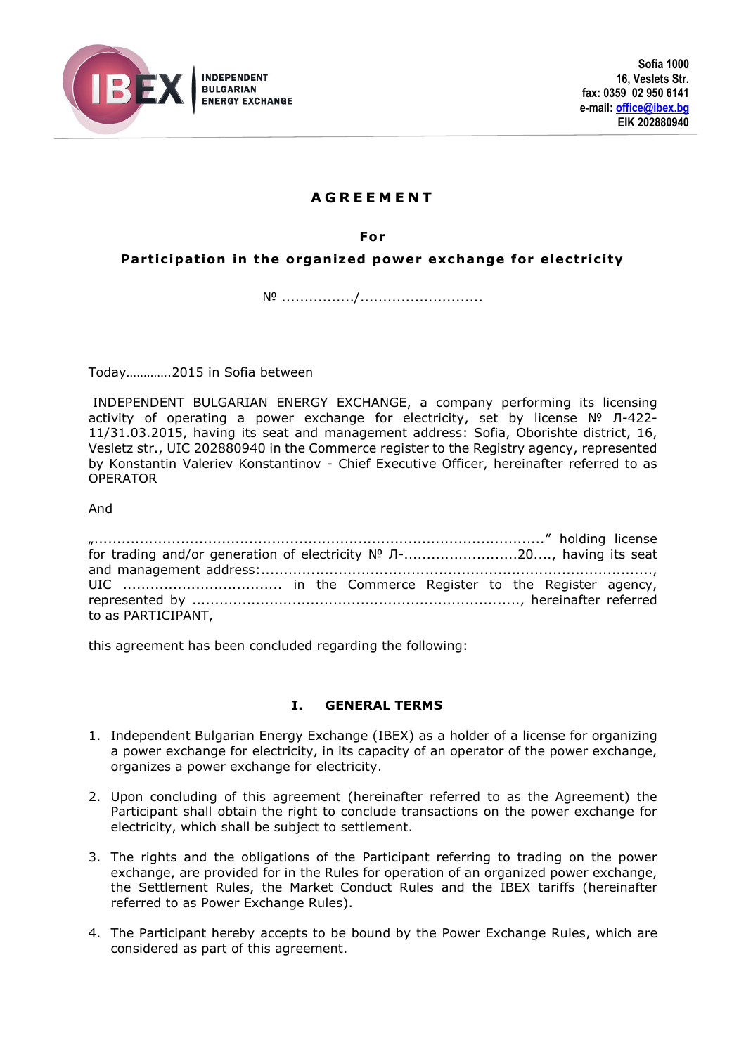INDEPENDENT BULGARIAN ENERGY EXCHANGE

Sofia 1000
16, Veslets Str.
fax: 0359 02 950 6141
e-mail: office@ibex.bg
EIK 202880940

# AGREEMENT

**For**

**Participation in the organized power exchange for electricity**

№ ................/...........................

Today………….2015 in Sofia between

INDEPENDENT BULGARIAN ENERGY EXCHANGE, a company performing its licensing activity of operating a power exchange for electricity, set by license № Л-422-11/31.03.2015, having its seat and management address: Sofia, Oborishte district, 16, Vesletz str., UIC 202880940 in the Commerce register to the Registry agency, represented by Konstantin Valeriev Konstantinov - Chief Executive Officer, hereinafter referred to as OPERATOR

And

„....................................................................................................." holding license for trading and/or generation of electricity № Л-.........................20...., having its seat and management address:......................................................................................., UIC .................................. in the Commerce Register to the Register agency, represented by ......................................................................., hereinafter referred to as PARTICIPANT,

this agreement has been concluded regarding the following:

## I. GENERAL TERMS

1. Independent Bulgarian Energy Exchange (IBEX) as a holder of a license for organizing a power exchange for electricity, in its capacity of an operator of the power exchange, organizes a power exchange for electricity.

2. Upon concluding of this agreement (hereinafter referred to as the Agreement) the Participant shall obtain the right to conclude transactions on the power exchange for electricity, which shall be subject to settlement.

3. The rights and the obligations of the Participant referring to trading on the power exchange, are provided for in the Rules for operation of an organized power exchange, the Settlement Rules, the Market Conduct Rules and the IBEX tariffs (hereinafter referred to as Power Exchange Rules).

4. The Participant hereby accepts to be bound by the Power Exchange Rules, which are considered as part of this agreement.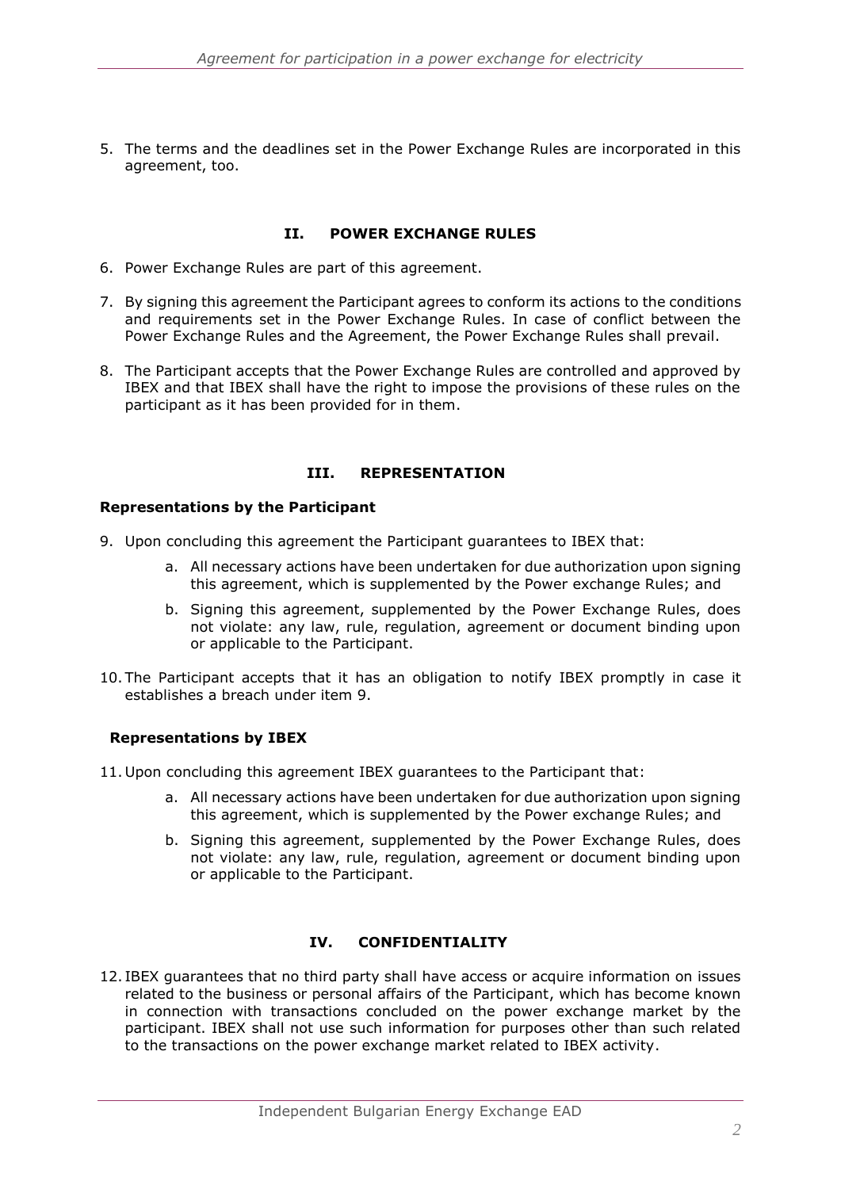5. The terms and the deadlines set in the Power Exchange Rules are incorporated in this agreement, too.

## II. POWER EXCHANGE RULES

6. Power Exchange Rules are part of this agreement.

7. By signing this agreement the Participant agrees to conform its actions to the conditions and requirements set in the Power Exchange Rules. In case of conflict between the Power Exchange Rules and the Agreement, the Power Exchange Rules shall prevail.

8. The Participant accepts that the Power Exchange Rules are controlled and approved by IBEX and that IBEX shall have the right to impose the provisions of these rules on the participant as it has been provided for in them.

## III. REPRESENTATION

### Representations by the Participant

9. Upon concluding this agreement the Participant guarantees to IBEX that:
   a. All necessary actions have been undertaken for due authorization upon signing this agreement, which is supplemented by the Power exchange Rules; and
   b. Signing this agreement, supplemented by the Power Exchange Rules, does not violate: any law, rule, regulation, agreement or document binding upon or applicable to the Participant.

10. The Participant accepts that it has an obligation to notify IBEX promptly in case it establishes a breach under item 9.

### Representations by IBEX

11. Upon concluding this agreement IBEX guarantees to the Participant that:
    a. All necessary actions have been undertaken for due authorization upon signing this agreement, which is supplemented by the Power exchange Rules; and
    b. Signing this agreement, supplemented by the Power Exchange Rules, does not violate: any law, rule, regulation, agreement or document binding upon or applicable to the Participant.

## IV. CONFIDENTIALITY

12. IBEX guarantees that no third party shall have access or acquire information on issues related to the business or personal affairs of the Participant, which has become known in connection with transactions concluded on the power exchange market by the participant. IBEX shall not use such information for purposes other than such related to the transactions on the power exchange market related to IBEX activity.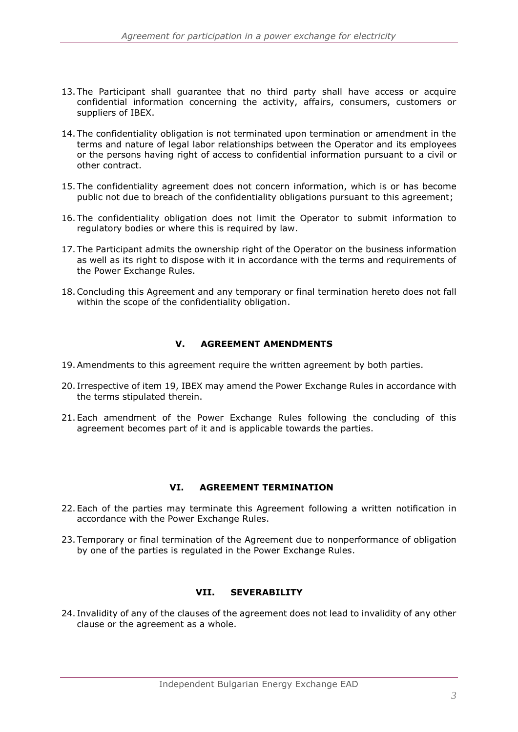13. The Participant shall guarantee that no third party shall have access or acquire confidential information concerning the activity, affairs, consumers, customers or suppliers of IBEX.

14. The confidentiality obligation is not terminated upon termination or amendment in the terms and nature of legal labor relationships between the Operator and its employees or the persons having right of access to confidential information pursuant to a civil or other contract.

15. The confidentiality agreement does not concern information, which is or has become public not due to breach of the confidentiality obligations pursuant to this agreement;

16. The confidentiality obligation does not limit the Operator to submit information to regulatory bodies or where this is required by law.

17. The Participant admits the ownership right of the Operator on the business information as well as its right to dispose with it in accordance with the terms and requirements of the Power Exchange Rules.

18. Concluding this Agreement and any temporary or final termination hereto does not fall within the scope of the confidentiality obligation.

## V. AGREEMENT AMENDMENTS

19. Amendments to this agreement require the written agreement by both parties.

20. Irrespective of item 19, IBEX may amend the Power Exchange Rules in accordance with the terms stipulated therein.

21. Each amendment of the Power Exchange Rules following the concluding of this agreement becomes part of it and is applicable towards the parties.

## VI. AGREEMENT TERMINATION

22. Each of the parties may terminate this Agreement following a written notification in accordance with the Power Exchange Rules.

23. Temporary or final termination of the Agreement due to nonperformance of obligation by one of the parties is regulated in the Power Exchange Rules.

## VII. SEVERABILITY

24. Invalidity of any of the clauses of the agreement does not lead to invalidity of any other clause or the agreement as a whole.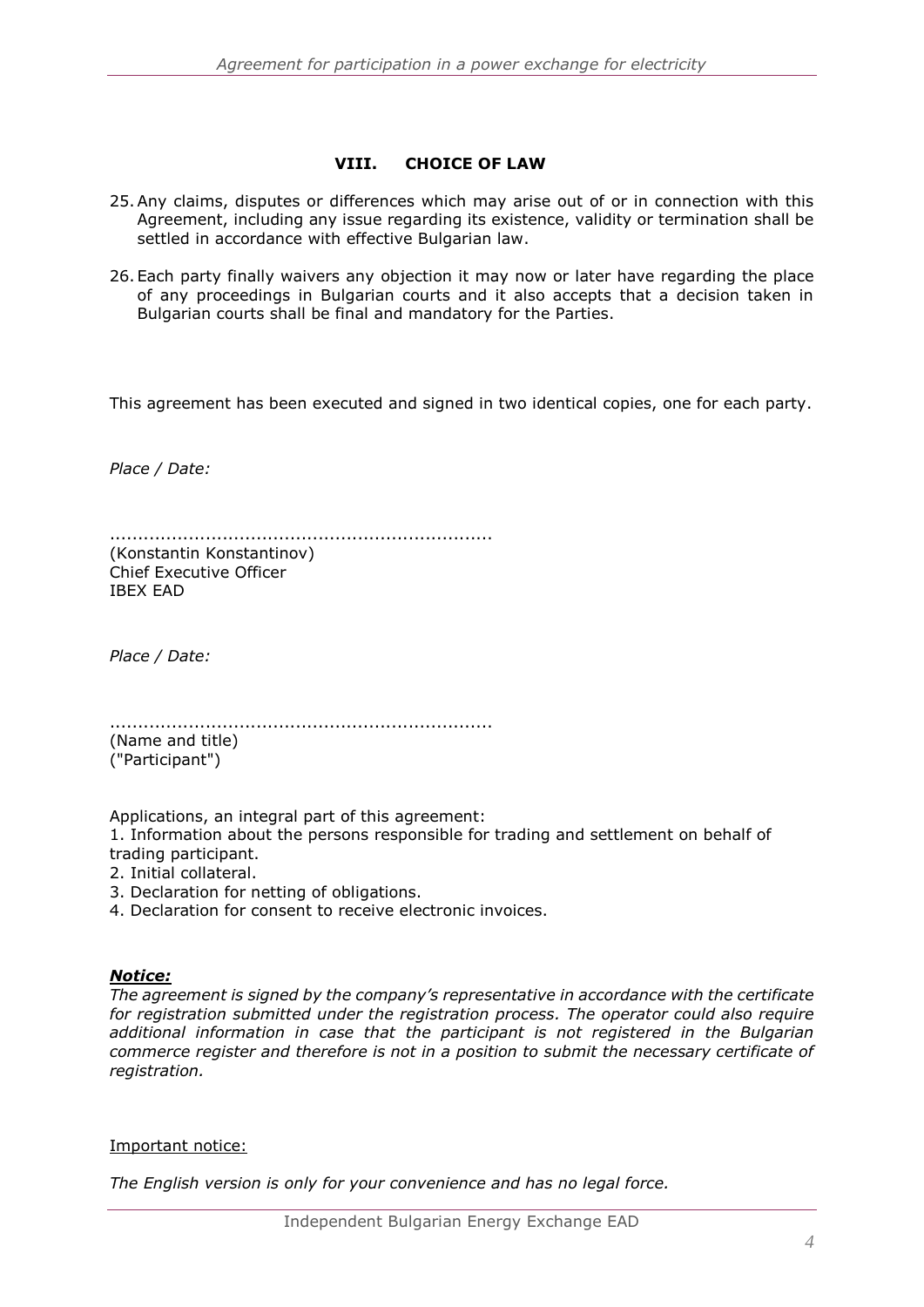## VIII. CHOICE OF LAW

25. Any claims, disputes or differences which may arise out of or in connection with this Agreement, including any issue regarding its existence, validity or termination shall be settled in accordance with effective Bulgarian law.

26. Each party finally waivers any objection it may now or later have regarding the place of any proceedings in Bulgarian courts and it also accepts that a decision taken in Bulgarian courts shall be final and mandatory for the Parties.

This agreement has been executed and signed in two identical copies, one for each party.

*Place / Date:*

...................................................................
(Konstantin Konstantinov)
Chief Executive Officer
IBEX EAD

*Place / Date:*

...................................................................
(Name and title)
("Participant")

Applications, an integral part of this agreement:
1. Information about the persons responsible for trading and settlement on behalf of trading participant.
2. Initial collateral.
3. Declaration for netting of obligations.
4. Declaration for consent to receive electronic invoices.

***Notice:***

*The agreement is signed by the company's representative in accordance with the certificate for registration submitted under the registration process. The operator could also require additional information in case that the participant is not registered in the Bulgarian commerce register and therefore is not in a position to submit the necessary certificate of registration.*

Important notice:

*The English version is only for your convenience and has no legal force.*